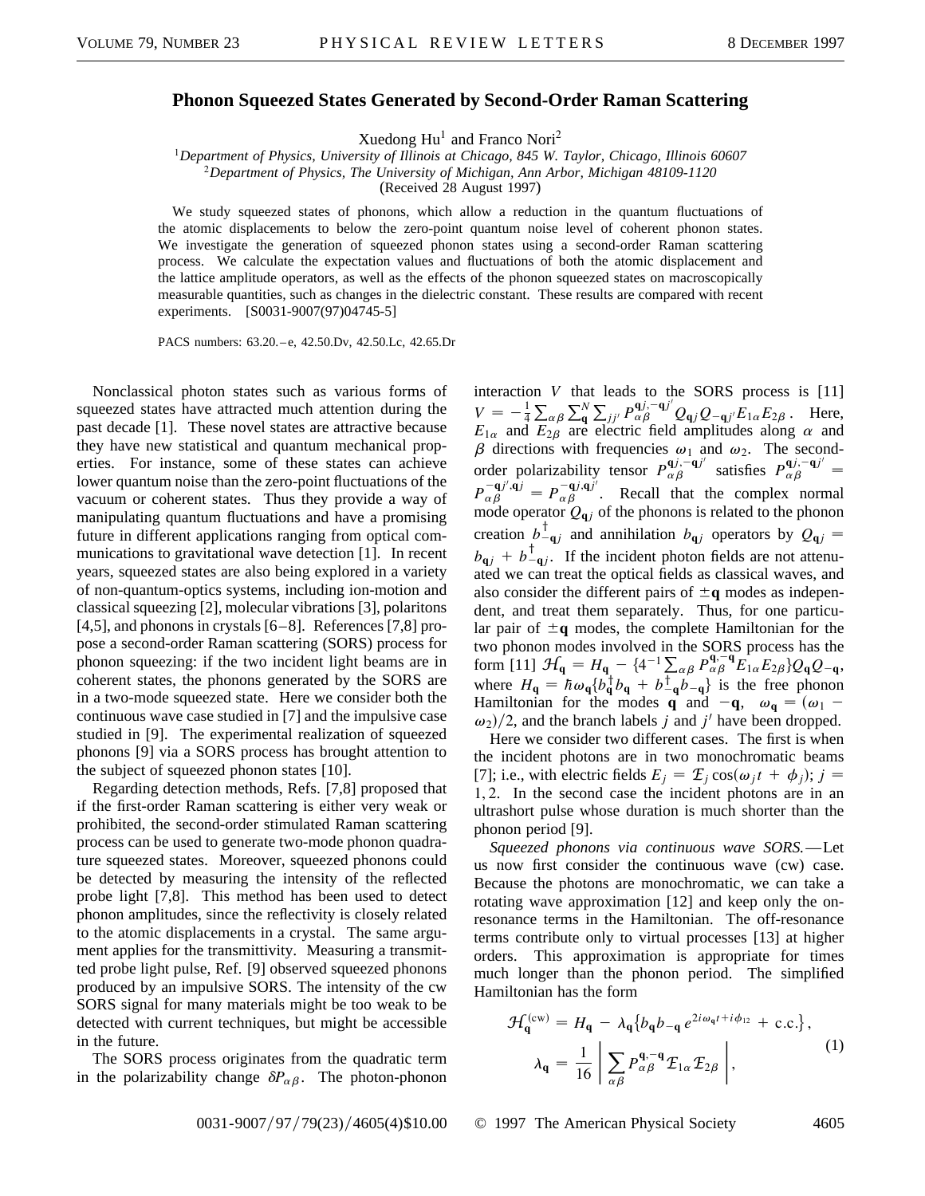# Phonon Squeezed States Generated by Second-Order Raman Scattering

Xuedong Hu[1] and Franco Nori[2]

[1]*Department of Physics, University of Illinois at Chicago, 845 W. Taylor, Chicago, Illinois 60607*
[2]*Department of Physics, The University of Michigan, Ann Arbor, Michigan 48109-1120*
(Received 28 August 1997)

We study squeezed states of phonons, which allow a reduction in the quantum fluctuations of the atomic displacements to below the zero-point quantum noise level of coherent phonon states. We investigate the generation of squeezed phonon states using a second-order Raman scattering process. We calculate the expectation values and fluctuations of both the atomic displacement and the lattice amplitude operators, as well as the effects of the phonon squeezed states on macroscopically measurable quantities, such as changes in the dielectric constant. These results are compared with recent experiments. [S0031-9007(97)04745-5]

PACS numbers: 63.20.–e, 42.50.Dv, 42.50.Lc, 42.65.Dr

Nonclassical photon states such as various forms of squeezed states have attracted much attention during the past decade [1]. These novel states are attractive because they have new statistical and quantum mechanical properties. For instance, some of these states can achieve lower quantum noise than the zero-point fluctuations of the vacuum or coherent states. Thus they provide a way of manipulating quantum fluctuations and have a promising future in different applications ranging from optical communications to gravitational wave detection [1]. In recent years, squeezed states are also being explored in a variety of non-quantum-optics systems, including ion-motion and classical squeezing [2], molecular vibrations [3], polaritons [4,5], and phonons in crystals [6–8]. References [7,8] propose a second-order Raman scattering (SORS) process for phonon squeezing: if the two incident light beams are in coherent states, the phonons generated by the SORS are in a two-mode squeezed state. Here we consider both the continuous wave case studied in [7] and the impulsive case studied in [9]. The experimental realization of squeezed phonons [9] via a SORS process has brought attention to the subject of squeezed phonon states [10].

Regarding detection methods, Refs. [7,8] proposed that if the first-order Raman scattering is either very weak or prohibited, the second-order stimulated Raman scattering process can be used to generate two-mode phonon quadrature squeezed states. Moreover, squeezed phonons could be detected by measuring the intensity of the reflected probe light [7,8]. This method has been used to detect phonon amplitudes, since the reflectivity is closely related to the atomic displacements in a crystal. The same argument applies for the transmittivity. Measuring a transmitted probe light pulse, Ref. [9] observed squeezed phonons produced by an impulsive SORS. The intensity of the cw SORS signal for many materials might be too weak to be detected with current techniques, but might be accessible in the future.

The SORS process originates from the quadratic term in the polarizability change $\delta P_{\alpha\beta}$. The photon-phonon interaction $V$ that leads to the SORS process is [11] $V = -\frac{1}{4}\sum_{\alpha\beta}\sum_{\mathbf{q}}^{N}\sum_{jj'} P_{\alpha\beta}^{\mathbf{q}j,-\mathbf{q}j'} Q_{\mathbf{q}j} Q_{-\mathbf{q}j'} E_{1\alpha} E_{2\beta}$. Here, $E_{1\alpha}$ and $E_{2\beta}$ are electric field amplitudes along $\alpha$ and $\beta$ directions with frequencies $\omega_1$ and $\omega_2$. The second-order polarizability tensor $P_{\alpha\beta}^{\mathbf{q}j,-\mathbf{q}j'}$ satisfies $P_{\alpha\beta}^{\mathbf{q}j,-\mathbf{q}j'} = P_{\alpha\beta}^{-\mathbf{q}j',\mathbf{q}j} = P_{\alpha\beta}^{-\mathbf{q}j,\mathbf{q}j'}$. Recall that the complex normal mode operator $Q_{\mathbf{q}j}$ of the phonons is related to the phonon creation $b_{-\mathbf{q}j}^{\dagger}$ and annihilation $b_{\mathbf{q}j}$ operators by $Q_{\mathbf{q}j} = b_{\mathbf{q}j} + b_{-\mathbf{q}j}^{\dagger}$. If the incident photon fields are not attenuated we can treat the optical fields as classical waves, and also consider the different pairs of $\pm\mathbf{q}$ modes as independent, and treat them separately. Thus, for one particular pair of $\pm\mathbf{q}$ modes, the complete Hamiltonian for the two phonon modes involved in the SORS process has the form [11] $\mathcal{H}_{\mathbf{q}} = H_{\mathbf{q}} - \{4^{-1}\sum_{\alpha\beta} P_{\alpha\beta}^{\mathbf{q},-\mathbf{q}} E_{1\alpha} E_{2\beta}\} Q_{\mathbf{q}} Q_{-\mathbf{q}}$, where $H_{\mathbf{q}} = \hbar\omega_{\mathbf{q}}\{b_{\mathbf{q}}^{\dagger} b_{\mathbf{q}} + b_{-\mathbf{q}}^{\dagger} b_{-\mathbf{q}}\}$ is the free phonon Hamiltonian for the modes $\mathbf{q}$ and $-\mathbf{q}$, $\omega_{\mathbf{q}} = (\omega_1 - \omega_2)/2$, and the branch labels $j$ and $j'$ have been dropped.

Here we consider two different cases. The first is when the incident photons are in two monochromatic beams [7]; i.e., with electric fields $E_j = \mathcal{E}_j \cos(\omega_j t + \phi_j)$; $j = 1, 2$. In the second case the incident photons are in an ultrashort pulse whose duration is much shorter than the phonon period [9].

*Squeezed phonons via continuous wave SORS.*—Let us now first consider the continuous wave (cw) case. Because the photons are monochromatic, we can take a rotating wave approximation [12] and keep only the on-resonance terms in the Hamiltonian. The off-resonance terms contribute only to virtual processes [13] at higher orders. This approximation is appropriate for times much longer than the phonon period. The simplified Hamiltonian has the form

$$\mathcal{H}_{\mathbf{q}}^{(\mathrm{cw})} = H_{\mathbf{q}} - \lambda_{\mathbf{q}}\{b_{\mathbf{q}} b_{-\mathbf{q}}\, e^{2i\omega_{\mathbf{q}} t + i\phi_{12}} + \text{c.c.}\},$$
$$\lambda_{\mathbf{q}} = \frac{1}{16}\left|\sum_{\alpha\beta} P_{\alpha\beta}^{\mathbf{q},-\mathbf{q}} \mathcal{E}_{1\alpha}\mathcal{E}_{2\beta}\right|, \tag{1}$$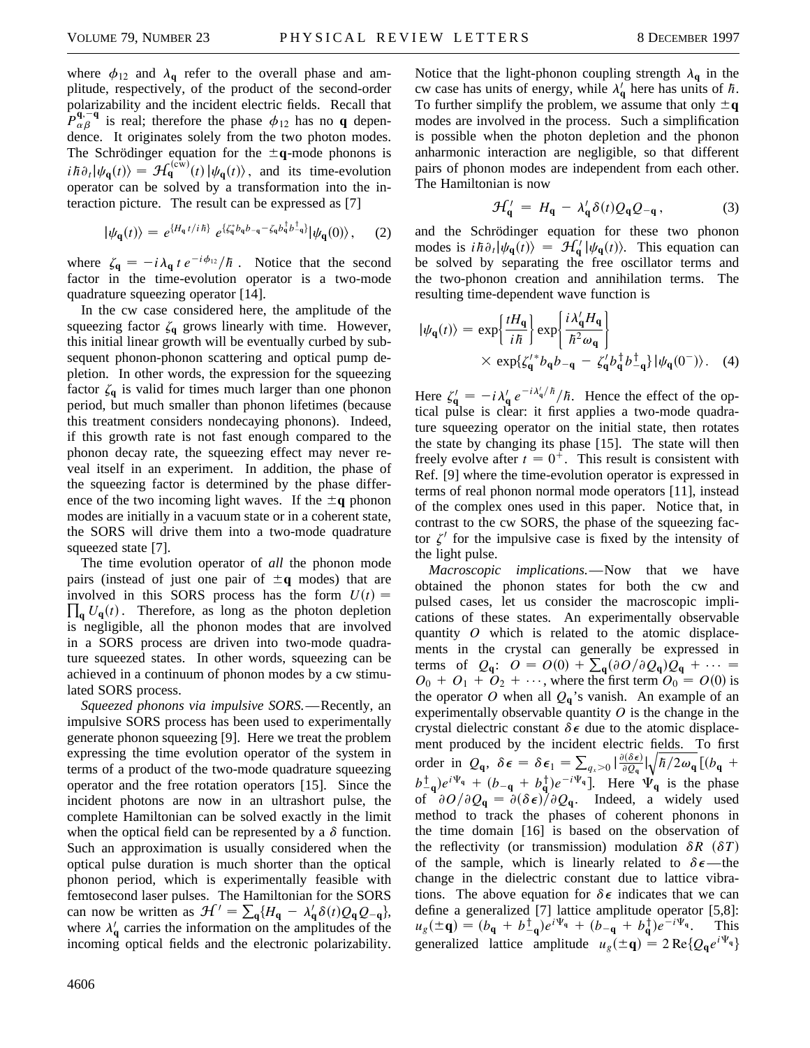where $\phi_{12}$ and $\lambda_{\mathbf{q}}$ refer to the overall phase and amplitude, respectively, of the product of the second-order polarizability and the incident electric fields. Recall that $P_{\alpha\beta}^{\mathbf{q},-\mathbf{q}}$ is real; therefore the phase $\phi_{12}$ has no $\mathbf{q}$ dependence. It originates solely from the two photon modes. The Schrödinger equation for the $\pm\mathbf{q}$-mode phonons is $i\hbar\partial_t|\psi_{\mathbf{q}}(t)\rangle = \mathcal{H}_{\mathbf{q}}^{(\mathrm{cw})}(t)|\psi_{\mathbf{q}}(t)\rangle$, and its time-evolution operator can be solved by a transformation into the interaction picture. The result can be expressed as [7]

$$|\psi_{\mathbf{q}}(t)\rangle = e^{\{H_{\mathbf{q}}t/i\hbar\}}\, e^{\{\zeta_{\mathbf{q}}^{*} b_{\mathbf{q}} b_{-\mathbf{q}} - \zeta_{\mathbf{q}} b_{\mathbf{q}}^{\dagger} b_{-\mathbf{q}}^{\dagger}\}}|\psi_{\mathbf{q}}(0)\rangle, \qquad (2)$$

where $\zeta_{\mathbf{q}} = -i\lambda_{\mathbf{q}}\, t\, e^{-i\phi_{12}}/\hbar$. Notice that the second factor in the time-evolution operator is a two-mode quadrature squeezing operator [14].

In the cw case considered here, the amplitude of the squeezing factor $\zeta_{\mathbf{q}}$ grows linearly with time. However, this initial linear growth will be eventually curbed by subsequent phonon-phonon scattering and optical pump depletion. In other words, the expression for the squeezing factor $\zeta_{\mathbf{q}}$ is valid for times much larger than one phonon period, but much smaller than phonon lifetimes (because this treatment considers nondecaying phonons). Indeed, if this growth rate is not fast enough compared to the phonon decay rate, the squeezing effect may never reveal itself in an experiment. In addition, the phase of the squeezing factor is determined by the phase difference of the two incoming light waves. If the $\pm\mathbf{q}$ phonon modes are initially in a vacuum state or in a coherent state, the SORS will drive them into a two-mode quadrature squeezed state [7].

The time evolution operator of *all* the phonon mode pairs (instead of just one pair of $\pm\mathbf{q}$ modes) that are involved in this SORS process has the form $U(t) = \prod_{\mathbf{q}} U_{\mathbf{q}}(t)$. Therefore, as long as the photon depletion is negligible, all the phonon modes that are involved in a SORS process are driven into two-mode quadrature squeezed states. In other words, squeezing can be achieved in a continuum of phonon modes by a cw stimulated SORS process.

*Squeezed phonons via impulsive SORS.*—Recently, an impulsive SORS process has been used to experimentally generate phonon squeezing [9]. Here we treat the problem expressing the time evolution operator of the system in terms of a product of the two-mode quadrature squeezing operator and the free rotation operators [15]. Since the incident photons are now in an ultrashort pulse, the complete Hamiltonian can be solved exactly in the limit when the optical field can be represented by a $\delta$ function. Such an approximation is usually considered when the optical pulse duration is much shorter than the optical phonon period, which is experimentally feasible with femtosecond laser pulses. The Hamiltonian for the SORS can now be written as $\mathcal{H}' = \sum_{\mathbf{q}}\{H_{\mathbf{q}} - \lambda_{\mathbf{q}}'\delta(t)Q_{\mathbf{q}}Q_{-\mathbf{q}}\}$, where $\lambda_{\mathbf{q}}'$ carries the information on the amplitudes of the incoming optical fields and the electronic polarizability. Notice that the light-phonon coupling strength $\lambda_{\mathbf{q}}$ in the cw case has units of energy, while $\lambda_{\mathbf{q}}'$ here has units of $\hbar$. To further simplify the problem, we assume that only $\pm\mathbf{q}$ modes are involved in the process. Such a simplification is possible when the photon depletion and the phonon anharmonic interaction are negligible, so that different pairs of phonon modes are independent from each other. The Hamiltonian is now

$$\mathcal{H}_{\mathbf{q}}' = H_{\mathbf{q}} - \lambda_{\mathbf{q}}'\delta(t)Q_{\mathbf{q}}Q_{-\mathbf{q}}, \qquad (3)$$

and the Schrödinger equation for these two phonon modes is $i\hbar\partial_t|\psi_{\mathbf{q}}(t)\rangle = \mathcal{H}_{\mathbf{q}}'|\psi_{\mathbf{q}}(t)\rangle$. This equation can be solved by separating the free oscillator terms and the two-phonon creation and annihilation terms. The resulting time-dependent wave function is

$$|\psi_{\mathbf{q}}(t)\rangle = \exp\left\{\frac{tH_{\mathbf{q}}}{i\hbar}\right\}\exp\left\{\frac{i\lambda_{\mathbf{q}}'H_{\mathbf{q}}}{\hbar^2\omega_{\mathbf{q}}}\right\} \times \exp\{\zeta_{\mathbf{q}}'^{*} b_{\mathbf{q}} b_{-\mathbf{q}} - \zeta_{\mathbf{q}}' b_{\mathbf{q}}^{\dagger} b_{-\mathbf{q}}^{\dagger}\}|\psi_{\mathbf{q}}(0^{-})\rangle. \qquad (4)$$

Here $\zeta_{\mathbf{q}}' = -i\lambda_{\mathbf{q}}' e^{-i\lambda_{\mathbf{q}}'/\hbar}/\hbar$. Hence the effect of the optical pulse is clear: it first applies a two-mode quadrature squeezing operator on the initial state, then rotates the state by changing its phase [15]. The state will then freely evolve after $t = 0^{+}$. This result is consistent with Ref. [9] where the time-evolution operator is expressed in terms of real phonon normal mode operators [11], instead of the complex ones used in this paper. Notice that, in contrast to the cw SORS, the phase of the squeezing factor $\zeta'$ for the impulsive case is fixed by the intensity of the light pulse.

*Macroscopic implications.*—Now that we have obtained the phonon states for both the cw and pulsed cases, let us consider the macroscopic implications of these states. An experimentally observable quantity $O$ which is related to the atomic displacements in the crystal can generally be expressed in terms of $Q_{\mathbf{q}}$: $O = O(0) + \sum_{\mathbf{q}}(\partial O/\partial Q_{\mathbf{q}})Q_{\mathbf{q}} + \cdots = O_0 + O_1 + O_2 + \cdots$, where the first term $O_0 = O(0)$ is the operator $O$ when all $Q_{\mathbf{q}}$'s vanish. An example of an experimentally observable quantity $O$ is the change in the crystal dielectric constant $\delta\epsilon$ due to the atomic displacement produced by the incident electric fields. To first order in $Q_{\mathbf{q}}$, $\delta\epsilon = \delta\epsilon_1 = \sum_{q_x>0}|\frac{\partial(\delta\epsilon)}{\partial Q_{\mathbf{q}}}|\sqrt{\hbar/2\omega_{\mathbf{q}}}\,[(b_{\mathbf{q}} + b_{-\mathbf{q}}^{\dagger})e^{i\Psi_{\mathbf{q}}} + (b_{-\mathbf{q}} + b_{\mathbf{q}}^{\dagger})e^{-i\Psi_{\mathbf{q}}}]$. Here $\Psi_{\mathbf{q}}$ is the phase of $\partial O/\partial Q_{\mathbf{q}} = \partial(\delta\epsilon)/\partial Q_{\mathbf{q}}$. Indeed, a widely used method to track the phases of coherent phonons in the time domain [16] is based on the observation of the reflectivity (or transmission) modulation $\delta R$ ($\delta T$) of the sample, which is linearly related to $\delta\epsilon$—the change in the dielectric constant due to lattice vibrations. The above equation for $\delta\epsilon$ indicates that we can define a generalized [7] lattice amplitude operator [5,8]: $u_g(\pm\mathbf{q}) = (b_{\mathbf{q}} + b_{-\mathbf{q}}^{\dagger})e^{i\Psi_{\mathbf{q}}} + (b_{-\mathbf{q}} + b_{\mathbf{q}}^{\dagger})e^{-i\Psi_{\mathbf{q}}}$. This generalized lattice amplitude $u_g(\pm\mathbf{q}) = 2\,\mathrm{Re}\{Q_{\mathbf{q}}e^{i\Psi_{\mathbf{q}}}\}$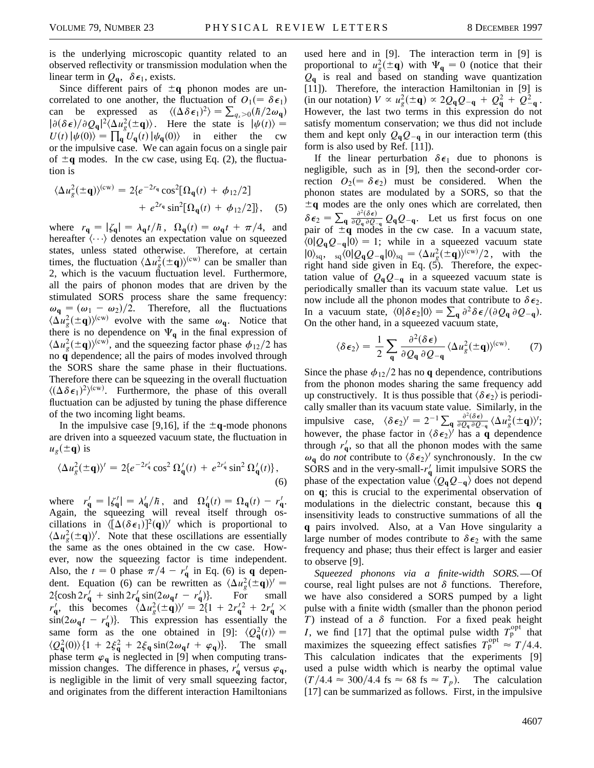is the underlying microscopic quantity related to an observed reflectivity or transmission modulation when the linear term in $Q_{\mathbf{q}}$, $\delta\epsilon_1$, exists.

Since different pairs of $\pm\mathbf{q}$ phonon modes are uncorrelated to one another, the fluctuation of $O_1(=\delta\epsilon_1)$ can be expressed as $\langle(\Delta\delta\epsilon_1)^2\rangle = \sum_{q_x>0}(\hbar/2\omega_{\mathbf{q}}) |\partial(\delta\epsilon)/\partial Q_{\mathbf{q}}|^2 \langle\Delta u_g^2(\pm\mathbf{q})\rangle$. Here the state is $|\psi(t)\rangle = U(t)|\psi(0)\rangle = \prod_{\mathbf{q}} U_{\mathbf{q}}(t)|\psi_{\mathbf{q}}(0)\rangle$ in either the cw or the impulsive case. We can again focus on a single pair of $\pm\mathbf{q}$ modes. In the cw case, using Eq. (2), the fluctuation is

$$\langle\Delta u_g^2(\pm\mathbf{q})\rangle^{(\mathrm{cw})} = 2\{e^{-2r_{\mathbf{q}}}\cos^2[\Omega_{\mathbf{q}}(t) + \phi_{12}/2] + e^{2r_{\mathbf{q}}}\sin^2[\Omega_{\mathbf{q}}(t) + \phi_{12}/2]\}, \quad (5)$$

where $r_{\mathbf{q}} = |\zeta_{\mathbf{q}}| = \lambda_{\mathbf{q}} t/\hbar$, $\Omega_{\mathbf{q}}(t) = \omega_{\mathbf{q}} t + \pi/4$, and hereafter $\langle\cdots\rangle$ denotes an expectation value on squeezed states, unless stated otherwise. Therefore, at certain times, the fluctuation $\langle\Delta u_g^2(\pm\mathbf{q})\rangle^{(\mathrm{cw})}$ can be smaller than 2, which is the vacuum fluctuation level. Furthermore, all the pairs of phonon modes that are driven by the stimulated SORS process share the same frequency: $\omega_{\mathbf{q}} = (\omega_1 - \omega_2)/2$. Therefore, all the fluctuations $\langle\Delta u_g^2(\pm\mathbf{q})\rangle^{(\mathrm{cw})}$ evolve with the same $\omega_{\mathbf{q}}$. Notice that there is no dependence on $\Psi_{\mathbf{q}}$ in the final expression of $\langle\Delta u_g^2(\pm\mathbf{q})\rangle^{(\mathrm{cw})}$, and the squeezing factor phase $\phi_{12}/2$ has no $\mathbf{q}$ dependence; all the pairs of modes involved through the SORS share the same phase in their fluctuations. Therefore there can be squeezing in the overall fluctuation $\langle(\Delta\delta\epsilon_1)^2\rangle^{(\mathrm{cw})}$. Furthermore, the phase of this overall fluctuation can be adjusted by tuning the phase difference of the two incoming light beams.

In the impulsive case [9,16], if the $\pm\mathbf{q}$-mode phonons are driven into a squeezed vacuum state, the fluctuation in $u_g(\pm\mathbf{q})$ is

$$\langle\Delta u_g^2(\pm\mathbf{q})\rangle' = 2\{e^{-2r'_{\mathbf{q}}}\cos^2\Omega'_{\mathbf{q}}(t) + e^{2r'_{\mathbf{q}}}\sin^2\Omega'_{\mathbf{q}}(t)\}, \quad (6)$$

where $r'_{\mathbf{q}} = |\zeta'_{\mathbf{q}}| = \lambda'_{\mathbf{q}}/\hbar$, and $\Omega'_{\mathbf{q}}(t) = \Omega_{\mathbf{q}}(t) - r'_{\mathbf{q}}$. Again, the squeezing will reveal itself through oscillations in $\langle[\Delta(\delta\epsilon_1)]^2(\mathbf{q})\rangle'$ which is proportional to $\langle\Delta u_g^2(\pm\mathbf{q})\rangle'$. Note that these oscillations are essentially the same as the ones obtained in the cw case. However, now the squeezing factor is time independent. Also, the $t = 0$ phase $\pi/4 - r'_{\mathbf{q}}$ in Eq. (6) is $\mathbf{q}$ dependent. Equation (6) can be rewritten as $\langle\Delta u_g^2(\pm\mathbf{q})\rangle' = 2\{\cosh 2r'_{\mathbf{q}} + \sinh 2r'_{\mathbf{q}}\sin(2\omega_{\mathbf{q}} t - r'_{\mathbf{q}})\}$. For small $r'_{\mathbf{q}}$, this becomes $\langle\Delta u_g^2(\pm\mathbf{q})\rangle' = 2\{1 + 2r'^2_{\mathbf{q}} + 2r'_{\mathbf{q}} \times \sin(2\omega_{\mathbf{q}} t - r'_{\mathbf{q}})\}$. This expression has essentially the same form as the one obtained in [9]: $\langle Q_{\mathbf{q}}^2(t)\rangle = \langle Q_{\mathbf{q}}^2(0)\rangle\{1 + 2\xi_{\mathbf{q}}^2 + 2\xi_{\mathbf{q}}\sin(2\omega_{\mathbf{q}} t + \varphi_{\mathbf{q}})\}$. The small phase term $\varphi_{\mathbf{q}}$ is neglected in [9] when computing transmission changes. The difference in phases, $r'_{\mathbf{q}}$ versus $\varphi_{\mathbf{q}}$, is negligible in the limit of very small squeezing factor, and originates from the different interaction Hamiltonians used here and in [9]. The interaction term in [9] is proportional to $u_g^2(\pm\mathbf{q})$ with $\Psi_{\mathbf{q}} = 0$ (notice that their $Q_{\mathbf{q}}$ is real and based on standing wave quantization [11]). Therefore, the interaction Hamiltonian in [9] is (in our notation) $V \propto u_g^2(\pm\mathbf{q}) \propto 2Q_{\mathbf{q}}Q_{-\mathbf{q}} + Q_{\mathbf{q}}^2 + Q_{-\mathbf{q}}^2$. However, the last two terms in this expression do not satisfy momentum conservation; we thus did not include them and kept only $Q_{\mathbf{q}}Q_{-\mathbf{q}}$ in our interaction term (this form is also used by Ref. [11]).

If the linear perturbation $\delta\epsilon_1$ due to phonons is negligible, such as in [9], then the second-order correction $O_2(=\delta\epsilon_2)$ must be considered. When the phonon states are modulated by a SORS, so that the $\pm\mathbf{q}$ modes are the only ones which are correlated, then $\delta\epsilon_2 = \sum_{\mathbf{q}} \frac{\partial^2(\delta\epsilon)}{\partial Q_{\mathbf{q}}\partial Q_{-\mathbf{q}}} Q_{\mathbf{q}}Q_{-\mathbf{q}}$. Let us first focus on one pair of $\pm\mathbf{q}$ modes in the cw case. In a vacuum state, $\langle 0|Q_{\mathbf{q}}Q_{-\mathbf{q}}|0\rangle = 1$; while in a squeezed vacuum state $|0\rangle_{\mathrm{sq}}$, ${}_{\mathrm{sq}}\langle 0|Q_{\mathbf{q}}Q_{-\mathbf{q}}|0\rangle_{\mathrm{sq}} = \langle\Delta u_g^2(\pm\mathbf{q})\rangle^{(\mathrm{cw})}/2$, with the right hand side given in Eq. (5). Therefore, the expectation value of $Q_{\mathbf{q}}Q_{-\mathbf{q}}$ in a squeezed vacuum state is periodically smaller than its vacuum state value. Let us now include all the phonon modes that contribute to $\delta\epsilon_2$. In a vacuum state, $\langle 0|\delta\epsilon_2|0\rangle = \sum_{\mathbf{q}} \partial^2\delta\epsilon/(\partial Q_{\mathbf{q}}\,\partial Q_{-\mathbf{q}})$. On the other hand, in a squeezed vacuum state,

$$\langle\delta\epsilon_2\rangle = \frac{1}{2}\sum_{\mathbf{q}} \frac{\partial^2(\delta\epsilon)}{\partial Q_{\mathbf{q}}\,\partial Q_{-\mathbf{q}}}\langle\Delta u_g^2(\pm\mathbf{q})\rangle^{(\mathrm{cw})}. \quad (7)$$

Since the phase $\phi_{12}/2$ has no $\mathbf{q}$ dependence, contributions from the phonon modes sharing the same frequency add up constructively. It is thus possible that $\langle\delta\epsilon_2\rangle$ is periodically smaller than its vacuum state value. Similarly, in the impulsive case, $\langle\delta\epsilon_2\rangle' = 2^{-1}\sum_{\mathbf{q}} \frac{\partial^2(\delta\epsilon)}{\partial Q_{\mathbf{q}}\partial Q_{-\mathbf{q}}}\langle\Delta u_g^2(\pm\mathbf{q})\rangle'$; however, the phase factor in $\langle\delta\epsilon_2\rangle'$ has a $\mathbf{q}$ dependence through $r'_{\mathbf{q}}$, so that all the phonon modes with the same $\omega_{\mathbf{q}}$ do *not* contribute to $\langle\delta\epsilon_2\rangle'$ synchronously. In the cw SORS and in the very-small-$r'_{\mathbf{q}}$ limit impulsive SORS the phase of the expectation value $\langle Q_{\mathbf{q}}Q_{-\mathbf{q}}\rangle$ does not depend on $\mathbf{q}$; this is crucial to the experimental observation of modulations in the dielectric constant, because this $\mathbf{q}$ insensitivity leads to constructive summations of all the $\mathbf{q}$ pairs involved. Also, at a Van Hove singularity a large number of modes contribute to $\delta\epsilon_2$ with the same frequency and phase; thus their effect is larger and easier to observe [9].

*Squeezed phonons via a finite-width SORS.*—Of course, real light pulses are not $\delta$ functions. Therefore, we have also considered a SORS pumped by a light pulse with a finite width (smaller than the phonon period $T$) instead of a $\delta$ function. For a fixed peak height $I$, we find [17] that the optimal pulse width $T_{\mathrm{p}}^{\mathrm{opt}}$ that maximizes the squeezing effect satisfies $T_{\mathrm{p}}^{\mathrm{opt}} \approx T/4.4$. This calculation indicates that the experiments [9] used a pulse width which is nearby the optimal value $(T/4.4 \approx 300/4.4 \text{ fs} \approx 68 \text{ fs} \approx T_p)$. The calculation [17] can be summarized as follows. First, in the impulsive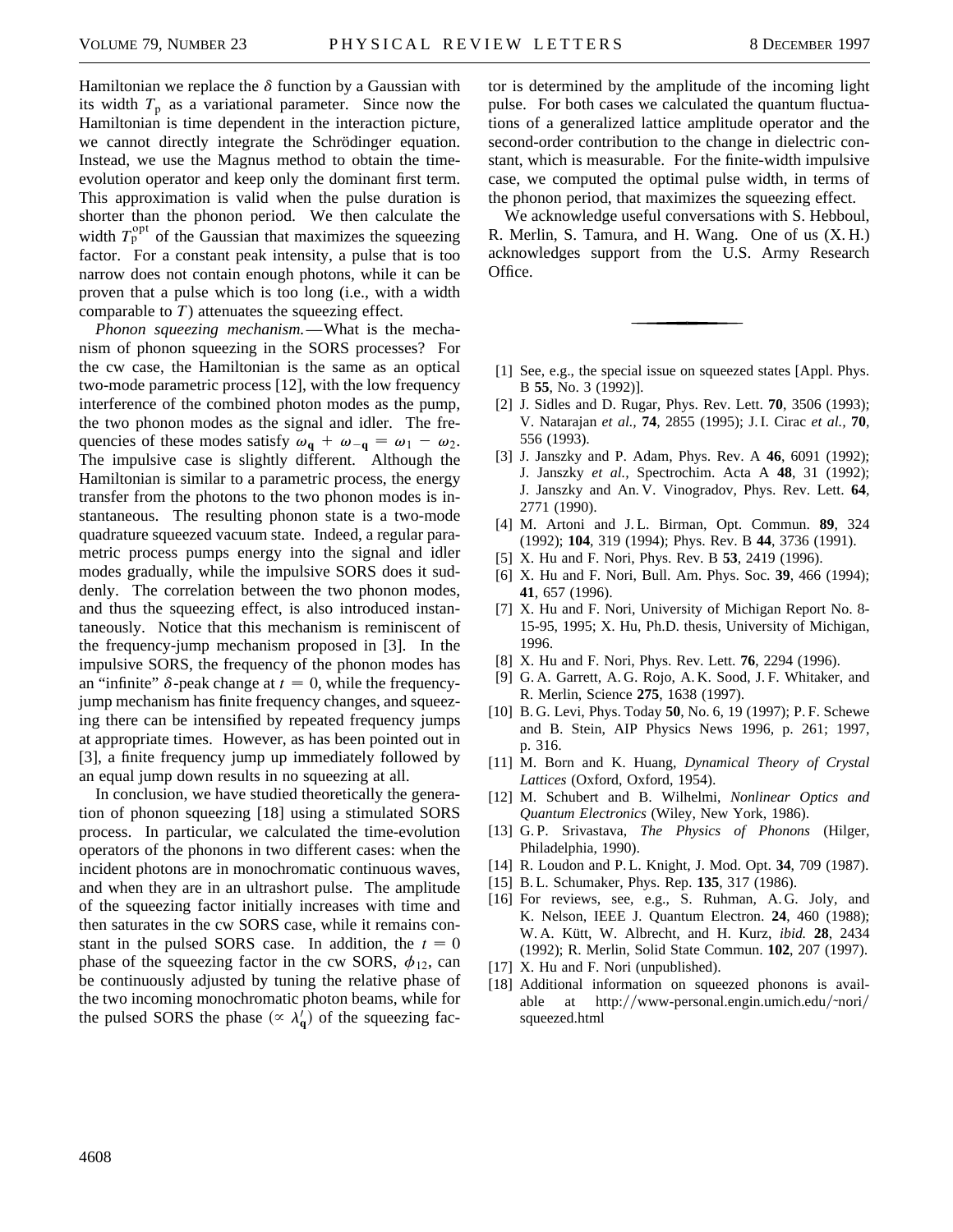Hamiltonian we replace the $\delta$ function by a Gaussian with its width $T_p$ as a variational parameter. Since now the Hamiltonian is time dependent in the interaction picture, we cannot directly integrate the Schrödinger equation. Instead, we use the Magnus method to obtain the time-evolution operator and keep only the dominant first term. This approximation is valid when the pulse duration is shorter than the phonon period. We then calculate the width $T_p^{opt}$ of the Gaussian that maximizes the squeezing factor. For a constant peak intensity, a pulse that is too narrow does not contain enough photons, while it can be proven that a pulse which is too long (i.e., with a width comparable to $T$) attenuates the squeezing effect.

*Phonon squeezing mechanism.*—What is the mechanism of phonon squeezing in the SORS processes? For the cw case, the Hamiltonian is the same as an optical two-mode parametric process [12], with the low frequency interference of the combined photon modes as the pump, the two phonon modes as the signal and idler. The frequencies of these modes satisfy $\omega_{\mathbf{q}} + \omega_{-\mathbf{q}} = \omega_1 - \omega_2$. The impulsive case is slightly different. Although the Hamiltonian is similar to a parametric process, the energy transfer from the photons to the two phonon modes is instantaneous. The resulting phonon state is a two-mode quadrature squeezed vacuum state. Indeed, a regular parametric process pumps energy into the signal and idler modes gradually, while the impulsive SORS does it suddenly. The correlation between the two phonon modes, and thus the squeezing effect, is also introduced instantaneously. Notice that this mechanism is reminiscent of the frequency-jump mechanism proposed in [3]. In the impulsive SORS, the frequency of the phonon modes has an "infinite" $\delta$-peak change at $t = 0$, while the frequency-jump mechanism has finite frequency changes, and squeezing there can be intensified by repeated frequency jumps at appropriate times. However, as has been pointed out in [3], a finite frequency jump up immediately followed by an equal jump down results in no squeezing at all.

In conclusion, we have studied theoretically the generation of phonon squeezing [18] using a stimulated SORS process. In particular, we calculated the time-evolution operators of the phonons in two different cases: when the incident photons are in monochromatic continuous waves, and when they are in an ultrashort pulse. The amplitude of the squeezing factor initially increases with time and then saturates in the cw SORS case, while it remains constant in the pulsed SORS case. In addition, the $t = 0$ phase of the squeezing factor in the cw SORS, $\phi_{12}$, can be continuously adjusted by tuning the relative phase of the two incoming monochromatic photon beams, while for the pulsed SORS the phase ($\propto \lambda'_{\mathbf{q}}$) of the squeezing factor is determined by the amplitude of the incoming light pulse. For both cases we calculated the quantum fluctuations of a generalized lattice amplitude operator and the second-order contribution to the change in dielectric constant, which is measurable. For the finite-width impulsive case, we computed the optimal pulse width, in terms of the phonon period, that maximizes the squeezing effect.

We acknowledge useful conversations with S. Hebboul, R. Merlin, S. Tamura, and H. Wang. One of us (X. H.) acknowledges support from the U.S. Army Research Office.

---

[1] See, e.g., the special issue on squeezed states [Appl. Phys. B **55**, No. 3 (1992)].

[2] J. Sidles and D. Rugar, Phys. Rev. Lett. **70**, 3506 (1993); V. Natarajan *et al.*, **74**, 2855 (1995); J. I. Cirac *et al.*, **70**, 556 (1993).

[3] J. Janszky and P. Adam, Phys. Rev. A **46**, 6091 (1992); J. Janszky *et al.*, Spectrochim. Acta A **48**, 31 (1992); J. Janszky and An. V. Vinogradov, Phys. Rev. Lett. **64**, 2771 (1990).

[4] M. Artoni and J. L. Birman, Opt. Commun. **89**, 324 (1992); **104**, 319 (1994); Phys. Rev. B **44**, 3736 (1991).

[5] X. Hu and F. Nori, Phys. Rev. B **53**, 2419 (1996).

[6] X. Hu and F. Nori, Bull. Am. Phys. Soc. **39**, 466 (1994); **41**, 657 (1996).

[7] X. Hu and F. Nori, University of Michigan Report No. 8-15-95, 1995; X. Hu, Ph.D. thesis, University of Michigan, 1996.

[8] X. Hu and F. Nori, Phys. Rev. Lett. **76**, 2294 (1996).

[9] G. A. Garrett, A. G. Rojo, A. K. Sood, J. F. Whitaker, and R. Merlin, Science **275**, 1638 (1997).

[10] B. G. Levi, Phys. Today **50**, No. 6, 19 (1997); P. F. Schewe and B. Stein, AIP Physics News 1996, p. 261; 1997, p. 316.

[11] M. Born and K. Huang, *Dynamical Theory of Crystal Lattices* (Oxford, Oxford, 1954).

[12] M. Schubert and B. Wilhelmi, *Nonlinear Optics and Quantum Electronics* (Wiley, New York, 1986).

[13] G. P. Srivastava, *The Physics of Phonons* (Hilger, Philadelphia, 1990).

[14] R. Loudon and P. L. Knight, J. Mod. Opt. **34**, 709 (1987).

[15] B. L. Schumaker, Phys. Rep. **135**, 317 (1986).

[16] For reviews, see, e.g., S. Ruhman, A. G. Joly, and K. Nelson, IEEE J. Quantum Electron. **24**, 460 (1988); W. A. Kütt, W. Albrecht, and H. Kurz, *ibid.* **28**, 2434 (1992); R. Merlin, Solid State Commun. **102**, 207 (1997).

[17] X. Hu and F. Nori (unpublished).

[18] Additional information on squeezed phonons is available at http://www-personal.engin.umich.edu/~nori/squeezed.html